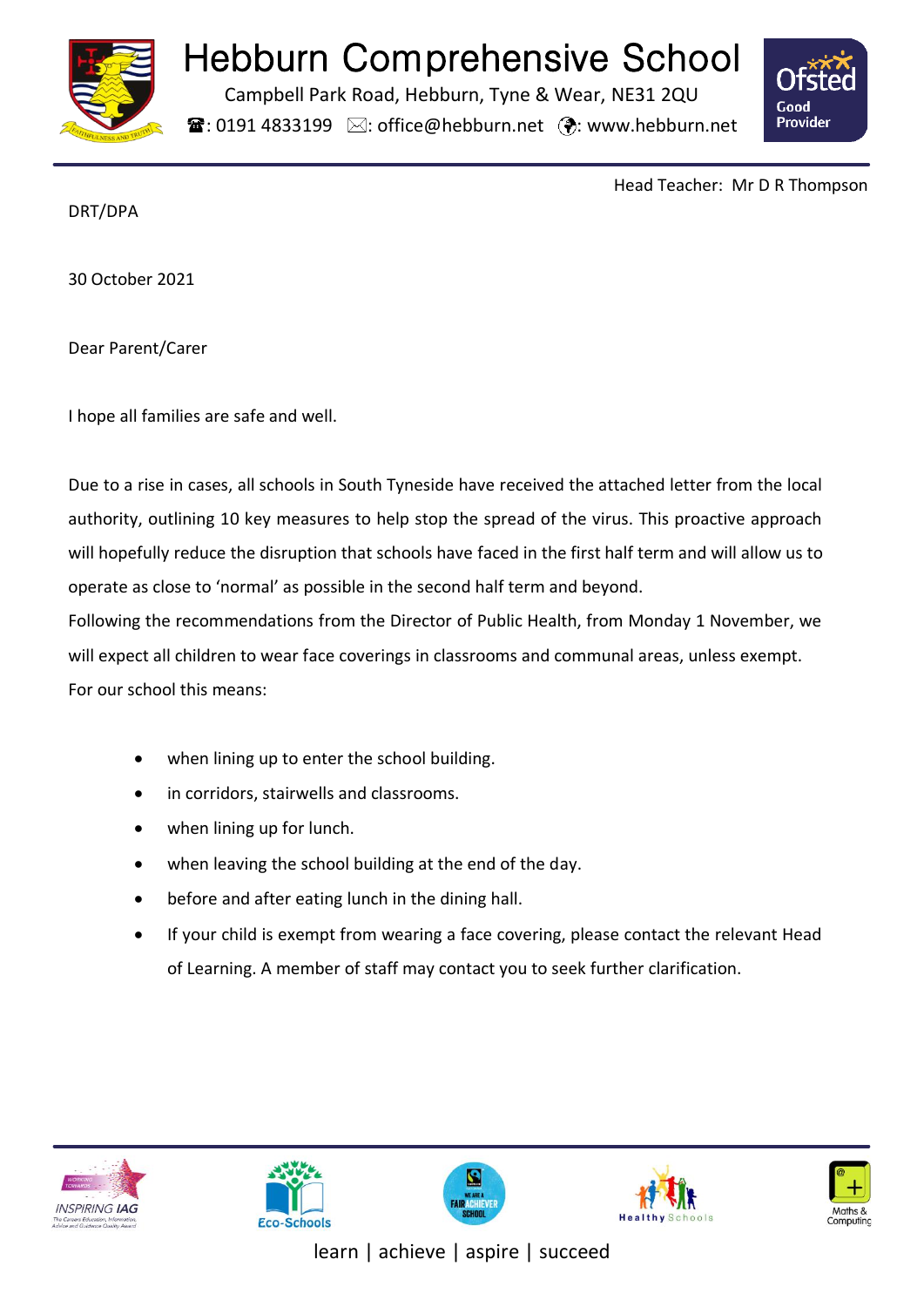# Hebburn Comprehensive School

Campbell Park Road, Hebburn, Tyne & Wear, NE31 2QU

☎: 0191 4833199 ✉: office@hebburn.net : www.hebburn.net

Head Teacher: Mr D R Thompson

DRT/DPA

30 October 2021

Dear Parent/Carer

I hope all families are safe and well.

Due to a rise in cases, all schools in South Tyneside have received the attached letter from the local authority, outlining 10 key measures to help stop the spread of the virus. This proactive approach will hopefully reduce the disruption that schools have faced in the first half term and will allow us to operate as close to 'normal' as possible in the second half term and beyond.

Following the recommendations from the Director of Public Health, from Monday 1 November, we will expect all children to wear face coverings in classrooms and communal areas, unless exempt. For our school this means:

- when lining up to enter the school building.
- in corridors, stairwells and classrooms.
- when lining up for lunch.
- when leaving the school building at the end of the day.
- before and after eating lunch in the dining hall.
- If your child is exempt from wearing a face covering, please contact the relevant Head of Learning. A member of staff may contact you to seek further clarification.

learn | achieve | aspire | succeed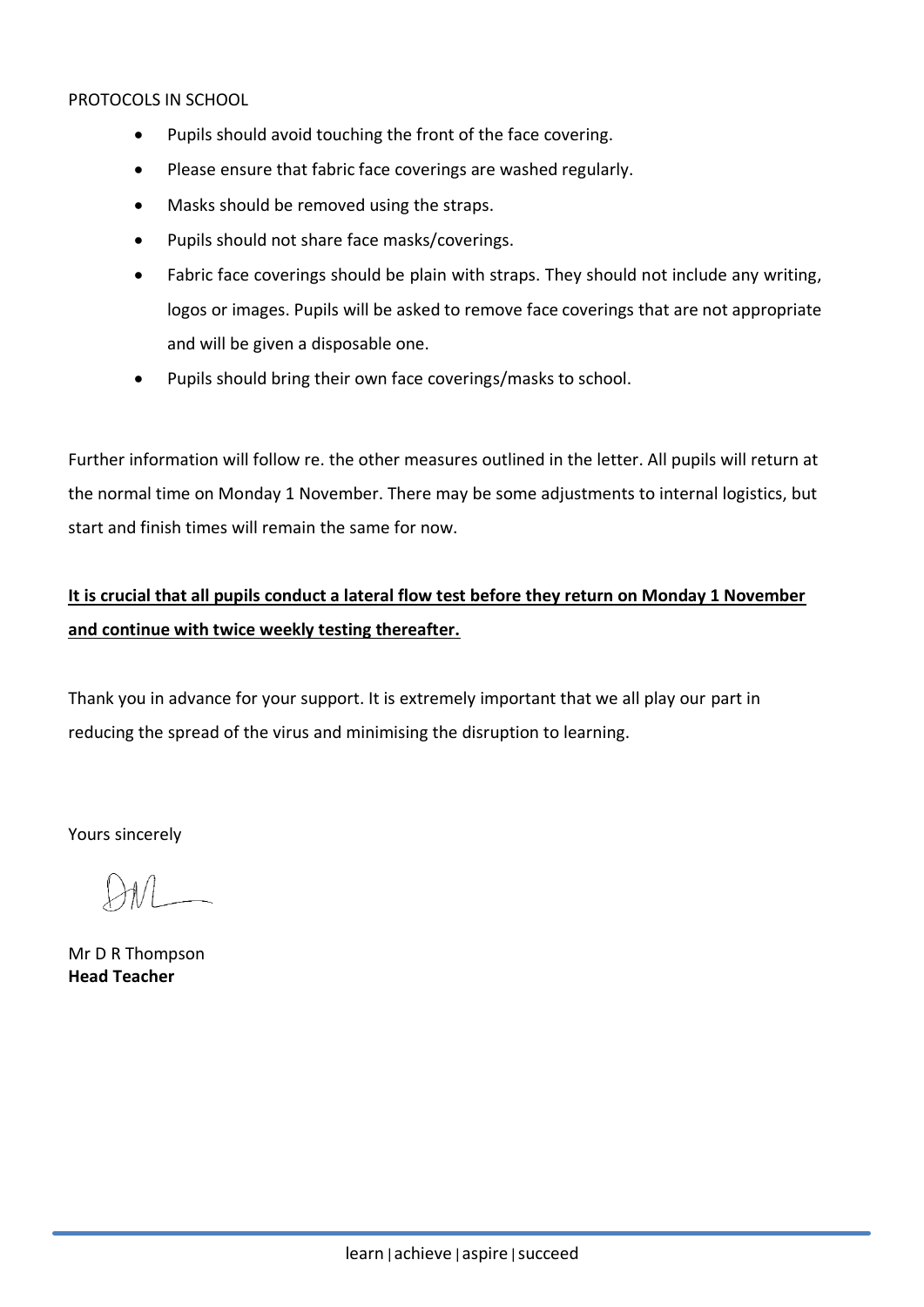PROTOCOLS IN SCHOOL

- Pupils should avoid touching the front of the face covering.
- Please ensure that fabric face coverings are washed regularly.
- Masks should be removed using the straps.
- Pupils should not share face masks/coverings.
- Fabric face coverings should be plain with straps. They should not include any writing, logos or images. Pupils will be asked to remove face coverings that are not appropriate and will be given a disposable one.
- Pupils should bring their own face coverings/masks to school.

Further information will follow re. the other measures outlined in the letter. All pupils will return at the normal time on Monday 1 November. There may be some adjustments to internal logistics, but start and finish times will remain the same for now.

**It is crucial that all pupils conduct a lateral flow test before they return on Monday 1 November and continue with twice weekly testing thereafter.**

Thank you in advance for your support. It is extremely important that we all play our part in reducing the spread of the virus and minimising the disruption to learning.

Yours sincerely

Mr D R Thompson
**Head Teacher**